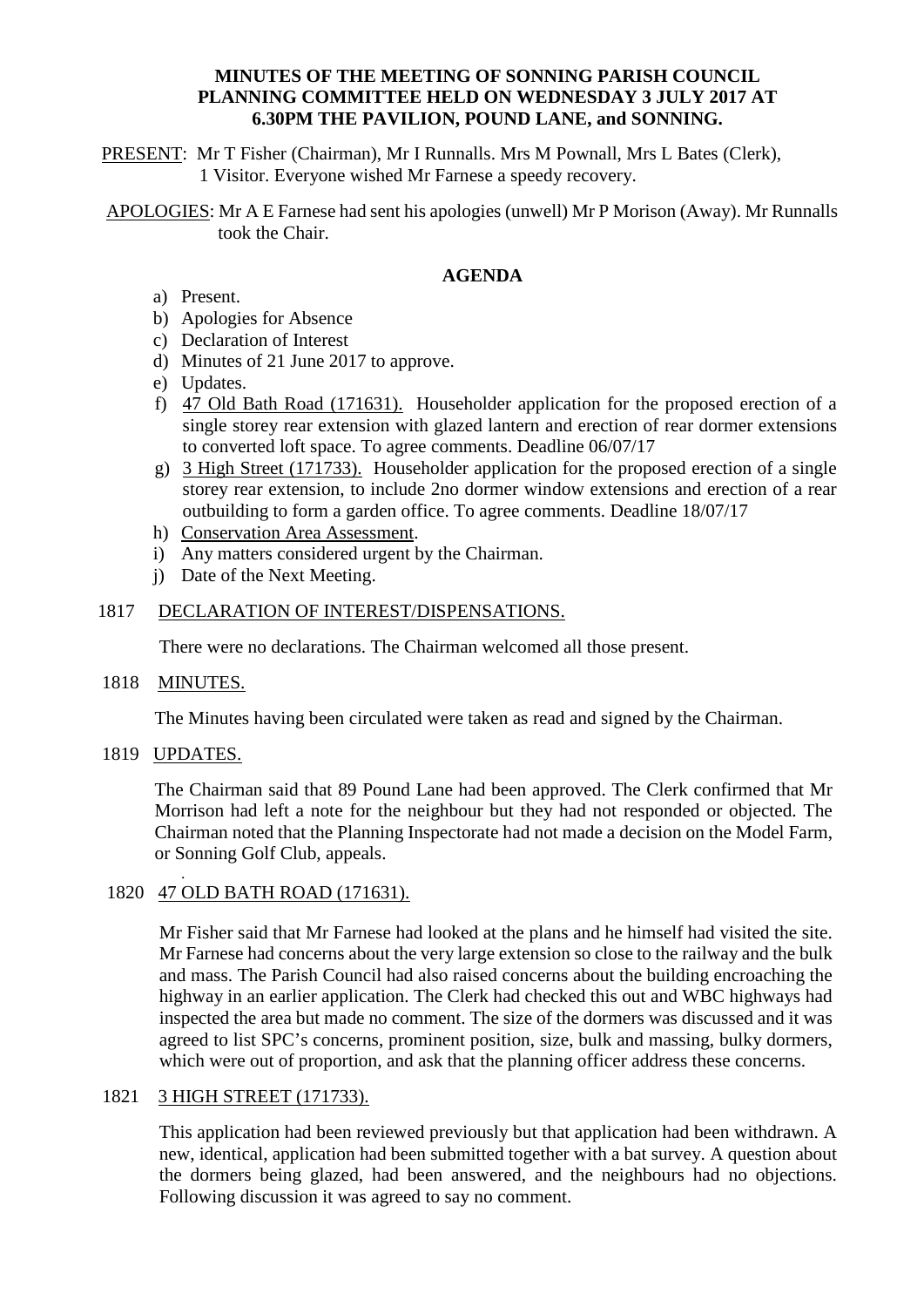**MINUTES OF THE MEETING OF SONNING PARISH COUNCIL PLANNING COMMITTEE HELD ON WEDNESDAY 3 JULY 2017 AT 6.30PM THE PAVILION, POUND LANE, and SONNING.**

PRESENT: Mr T Fisher (Chairman), Mr I Runnalls. Mrs M Pownall, Mrs L Bates (Clerk), 1 Visitor. Everyone wished Mr Farnese a speedy recovery.

APOLOGIES: Mr A E Farnese had sent his apologies (unwell) Mr P Morison (Away). Mr Runnalls took the Chair.

## AGENDA

a) Present.
b) Apologies for Absence
c) Declaration of Interest
d) Minutes of 21 June 2017 to approve.
e) Updates.
f) 47 Old Bath Road (171631). Householder application for the proposed erection of a single storey rear extension with glazed lantern and erection of rear dormer extensions to converted loft space. To agree comments. Deadline 06/07/17
g) 3 High Street (171733). Householder application for the proposed erection of a single storey rear extension, to include 2no dormer window extensions and erection of a rear outbuilding to form a garden office. To agree comments. Deadline 18/07/17
h) Conservation Area Assessment.
i) Any matters considered urgent by the Chairman.
j) Date of the Next Meeting.

1817 DECLARATION OF INTEREST/DISPENSATIONS.

There were no declarations. The Chairman welcomed all those present.

1818 MINUTES.

The Minutes having been circulated were taken as read and signed by the Chairman.

1819 UPDATES.

The Chairman said that 89 Pound Lane had been approved. The Clerk confirmed that Mr Morrison had left a note for the neighbour but they had not responded or objected. The Chairman noted that the Planning Inspectorate had not made a decision on the Model Farm, or Sonning Golf Club, appeals.

1820 47 OLD BATH ROAD (171631).

Mr Fisher said that Mr Farnese had looked at the plans and he himself had visited the site. Mr Farnese had concerns about the very large extension so close to the railway and the bulk and mass. The Parish Council had also raised concerns about the building encroaching the highway in an earlier application. The Clerk had checked this out and WBC highways had inspected the area but made no comment. The size of the dormers was discussed and it was agreed to list SPC's concerns, prominent position, size, bulk and massing, bulky dormers, which were out of proportion, and ask that the planning officer address these concerns.

1821 3 HIGH STREET (171733).

This application had been reviewed previously but that application had been withdrawn. A new, identical, application had been submitted together with a bat survey. A question about the dormers being glazed, had been answered, and the neighbours had no objections. Following discussion it was agreed to say no comment.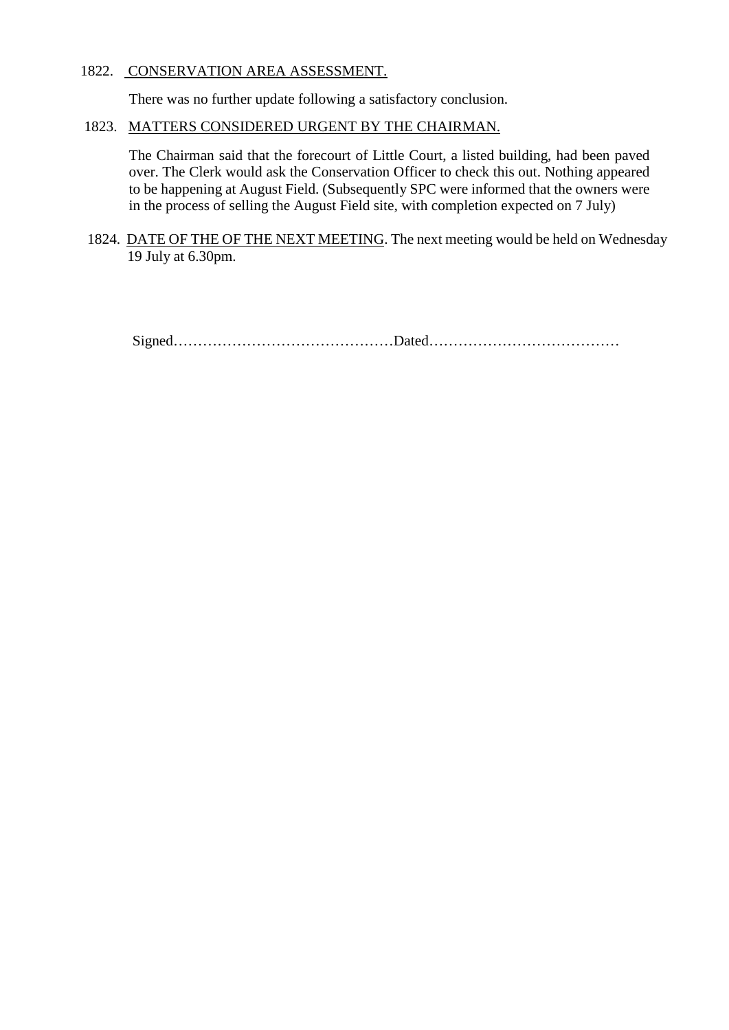1822. <u>CONSERVATION AREA ASSESSMENT.</u>

There was no further update following a satisfactory conclusion.

1823. <u>MATTERS CONSIDERED URGENT BY THE CHAIRMAN.</u>

The Chairman said that the forecourt of Little Court, a listed building, had been paved over. The Clerk would ask the Conservation Officer to check this out. Nothing appeared to be happening at August Field. (Subsequently SPC were informed that the owners were in the process of selling the August Field site, with completion expected on 7 July)

1824. <u>DATE OF THE OF THE NEXT MEETING</u>. The next meeting would be held on Wednesday 19 July at 6.30pm.

Signed………………………………………Dated…………………………………